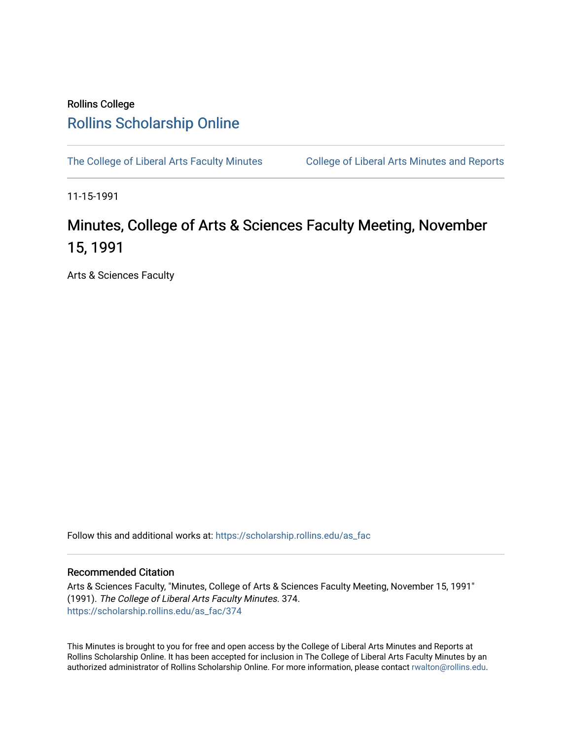Rollins College

# Rollins Scholarship Online

The College of Liberal Arts Faculty Minutes | College of Liberal Arts Minutes and Reports

11-15-1991

## Minutes, College of Arts & Sciences Faculty Meeting, November 15, 1991

Arts & Sciences Faculty

Follow this and additional works at: https://scholarship.rollins.edu/as_fac

### Recommended Citation

Arts & Sciences Faculty, "Minutes, College of Arts & Sciences Faculty Meeting, November 15, 1991" (1991). *The College of Liberal Arts Faculty Minutes*. 374.
https://scholarship.rollins.edu/as_fac/374

This Minutes is brought to you for free and open access by the College of Liberal Arts Minutes and Reports at Rollins Scholarship Online. It has been accepted for inclusion in The College of Liberal Arts Faculty Minutes by an authorized administrator of Rollins Scholarship Online. For more information, please contact rwalton@rollins.edu.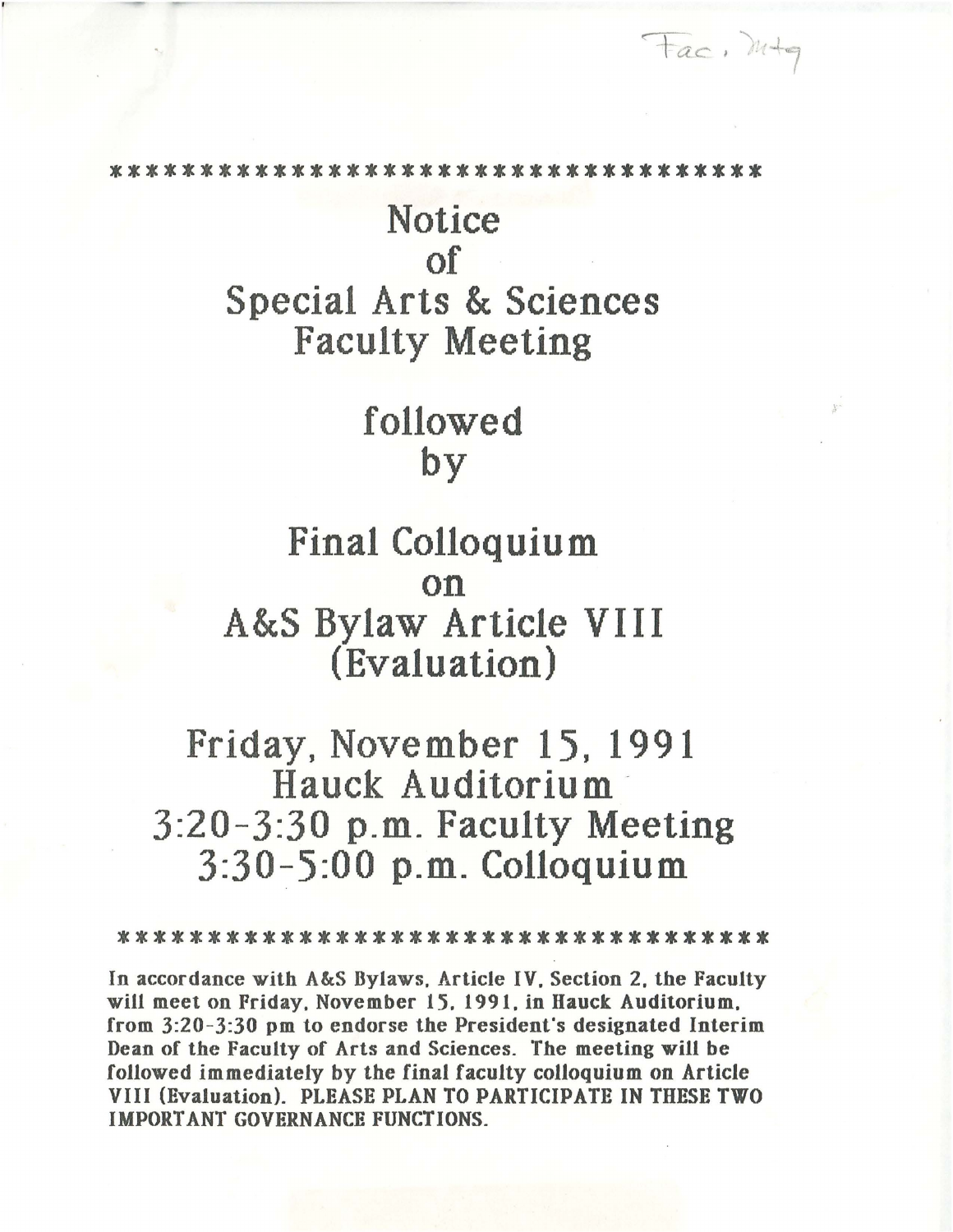Fac. Mtg

***********************************

# Notice of Special Arts & Sciences Faculty Meeting

## followed by

# Final Colloquium on A&S Bylaw Article VIII (Evaluation)

## Friday, November 15, 1991
## Hauck Auditorium
## 3:20-3:30 p.m. Faculty Meeting
## 3:30-5:00 p.m. Colloquium

***********************************

**In accordance with A&S Bylaws, Article IV, Section 2, the Faculty will meet on Friday, November 15, 1991, in Hauck Auditorium, from 3:20-3:30 pm to endorse the President's designated Interim Dean of the Faculty of Arts and Sciences. The meeting will be followed immediately by the final faculty colloquium on Article VIII (Evaluation). PLEASE PLAN TO PARTICIPATE IN THESE TWO IMPORTANT GOVERNANCE FUNCTIONS.**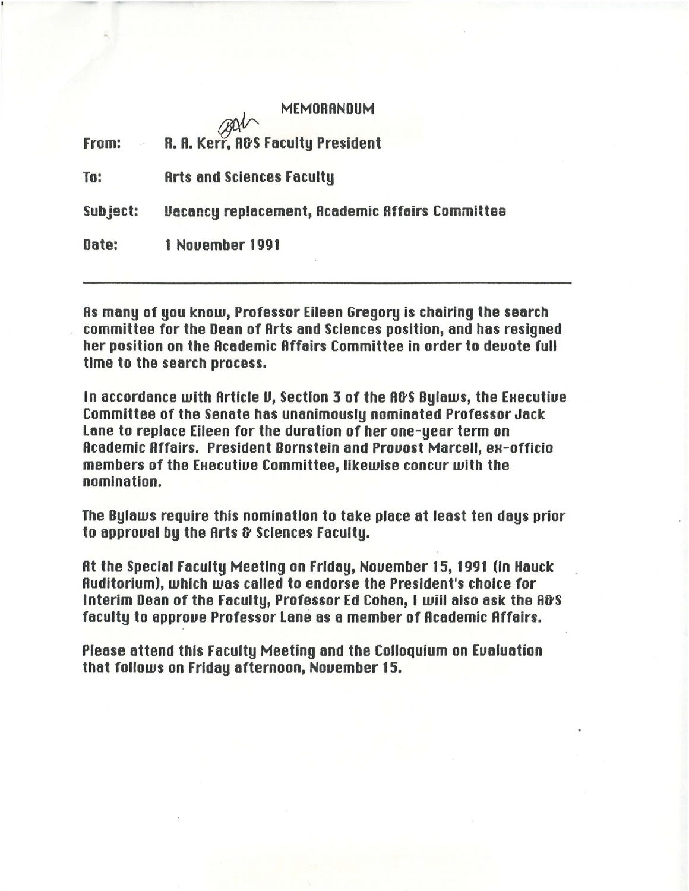# MEMORANDUM

**From:** R. A. Kerr, A&S Faculty President

**To:** Arts and Sciences Faculty

**Subject:** Vacancy replacement, Academic Affairs Committee

**Date:** 1 November 1991

---

As many of you know, Professor Eileen Gregory is chairing the search committee for the Dean of Arts and Sciences position, and has resigned her position on the Academic Affairs Committee in order to devote full time to the search process.

In accordance with Article V, Section 3 of the A&S Bylaws, the Executive Committee of the Senate has unanimously nominated Professor Jack Lane to replace Eileen for the duration of her one-year term on Academic Affairs. President Bornstein and Provost Marcell, ex-officio members of the Executive Committee, likewise concur with the nomination.

The Bylaws require this nomination to take place at least ten days prior to approval by the Arts & Sciences Faculty.

At the Special Faculty Meeting on Friday, November 15, 1991 (in Hauck Auditorium), which was called to endorse the President's choice for Interim Dean of the Faculty, Professor Ed Cohen, I will also ask the A&S faculty to approve Professor Lane as a member of Academic Affairs.

Please attend this Faculty Meeting and the Colloquium on Evaluation that follows on Friday afternoon, November 15.